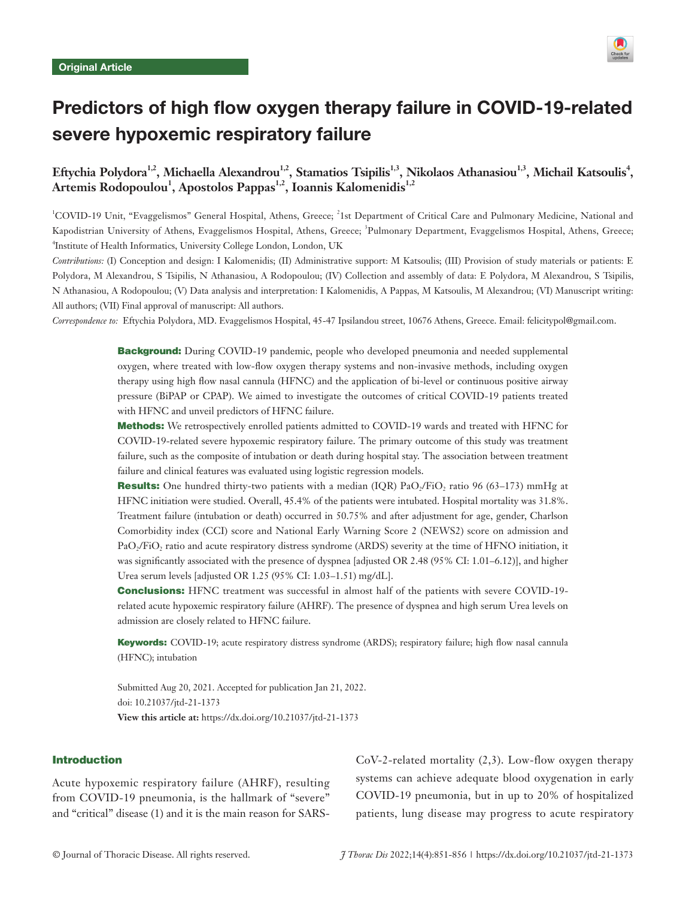Original Article

# Predictors of high flow oxygen therapy failure in COVID-19-related severe hypoxemic respiratory failure

Eftychia Polydora[1,2], Michaella Alexandrou[1,2], Stamatios Tsipilis[1,3], Nikolaos Athanasiou[1,3], Michail Katsoulis[4], Artemis Rodopoulou[1], Apostolos Pappas[1,2], Ioannis Kalomenidis[1,2]

[1]COVID-19 Unit, "Evaggelismos" General Hospital, Athens, Greece; [2]1st Department of Critical Care and Pulmonary Medicine, National and Kapodistrian University of Athens, Evaggelismos Hospital, Athens, Greece; [3]Pulmonary Department, Evaggelismos Hospital, Athens, Greece; [4]Institute of Health Informatics, University College London, London, UK

*Contributions:* (I) Conception and design: I Kalomenidis; (II) Administrative support: M Katsoulis; (III) Provision of study materials or patients: E Polydora, M Alexandrou, S Tsipilis, N Athanasiou, A Rodopoulou; (IV) Collection and assembly of data: E Polydora, M Alexandrou, S Tsipilis, N Athanasiou, A Rodopoulou; (V) Data analysis and interpretation: I Kalomenidis, A Pappas, M Katsoulis, M Alexandrou; (VI) Manuscript writing: All authors; (VII) Final approval of manuscript: All authors.

*Correspondence to:* Eftychia Polydora, MD. Evaggelismos Hospital, 45-47 Ipsilandou street, 10676 Athens, Greece. Email: felicitypol@gmail.com.

**Background:** During COVID-19 pandemic, people who developed pneumonia and needed supplemental oxygen, where treated with low-flow oxygen therapy systems and non-invasive methods, including oxygen therapy using high flow nasal cannula (HFNC) and the application of bi-level or continuous positive airway pressure (BiPAP or CPAP). We aimed to investigate the outcomes of critical COVID-19 patients treated with HFNC and unveil predictors of HFNC failure.

**Methods:** We retrospectively enrolled patients admitted to COVID-19 wards and treated with HFNC for COVID-19-related severe hypoxemic respiratory failure. The primary outcome of this study was treatment failure, such as the composite of intubation or death during hospital stay. The association between treatment failure and clinical features was evaluated using logistic regression models.

**Results:** One hundred thirty-two patients with a median (IQR) $PaO_2/FiO_2$ ratio 96 (63–173) mmHg at HFNC initiation were studied. Overall, 45.4% of the patients were intubated. Hospital mortality was 31.8%. Treatment failure (intubation or death) occurred in 50.75% and after adjustment for age, gender, Charlson Comorbidity index (CCI) score and National Early Warning Score 2 (NEWS2) score on admission and $PaO_2/FiO_2$ ratio and acute respiratory distress syndrome (ARDS) severity at the time of HFNO initiation, it was significantly associated with the presence of dyspnea [adjusted OR 2.48 (95% CI: 1.01–6.12)], and higher Urea serum levels [adjusted OR 1.25 (95% CI: 1.03–1.51) mg/dL].

**Conclusions:** HFNC treatment was successful in almost half of the patients with severe COVID-19-related acute hypoxemic respiratory failure (AHRF). The presence of dyspnea and high serum Urea levels on admission are closely related to HFNC failure.

**Keywords:** COVID-19; acute respiratory distress syndrome (ARDS); respiratory failure; high flow nasal cannula (HFNC); intubation

Submitted Aug 20, 2021. Accepted for publication Jan 21, 2022.
doi: 10.21037/jtd-21-1373
**View this article at:** https://dx.doi.org/10.21037/jtd-21-1373

## Introduction

Acute hypoxemic respiratory failure (AHRF), resulting from COVID-19 pneumonia, is the hallmark of "severe" and "critical" disease (1) and it is the main reason for SARS-CoV-2-related mortality (2,3). Low-flow oxygen therapy systems can achieve adequate blood oxygenation in early COVID-19 pneumonia, but in up to 20% of hospitalized patients, lung disease may progress to acute respiratory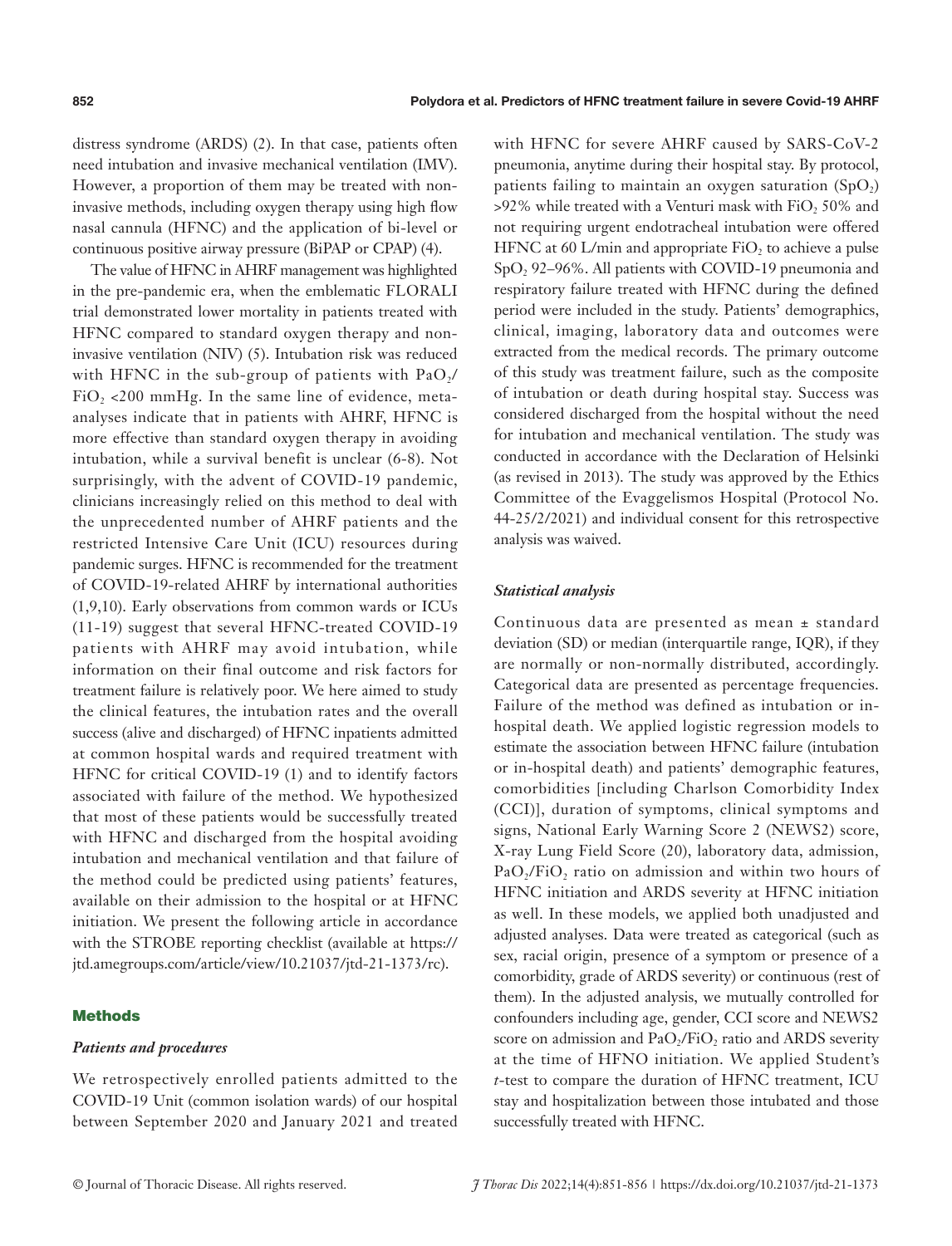distress syndrome (ARDS) (2). In that case, patients often need intubation and invasive mechanical ventilation (IMV). However, a proportion of them may be treated with non-invasive methods, including oxygen therapy using high flow nasal cannula (HFNC) and the application of bi-level or continuous positive airway pressure (BiPAP or CPAP) (4).

The value of HFNC in AHRF management was highlighted in the pre-pandemic era, when the emblematic FLORALI trial demonstrated lower mortality in patients treated with HFNC compared to standard oxygen therapy and non-invasive ventilation (NIV) (5). Intubation risk was reduced with HFNC in the sub-group of patients with $PaO_2/FiO_2$ <200 mmHg. In the same line of evidence, meta-analyses indicate that in patients with AHRF, HFNC is more effective than standard oxygen therapy in avoiding intubation, while a survival benefit is unclear (6-8). Not surprisingly, with the advent of COVID-19 pandemic, clinicians increasingly relied on this method to deal with the unprecedented number of AHRF patients and the restricted Intensive Care Unit (ICU) resources during pandemic surges. HFNC is recommended for the treatment of COVID-19-related AHRF by international authorities (1,9,10). Early observations from common wards or ICUs (11-19) suggest that several HFNC-treated COVID-19 patients with AHRF may avoid intubation, while information on their final outcome and risk factors for treatment failure is relatively poor. We here aimed to study the clinical features, the intubation rates and the overall success (alive and discharged) of HFNC inpatients admitted at common hospital wards and required treatment with HFNC for critical COVID-19 (1) and to identify factors associated with failure of the method. We hypothesized that most of these patients would be successfully treated with HFNC and discharged from the hospital avoiding intubation and mechanical ventilation and that failure of the method could be predicted using patients' features, available on their admission to the hospital or at HFNC initiation. We present the following article in accordance with the STROBE reporting checklist (available at https://jtd.amegroups.com/article/view/10.21037/jtd-21-1373/rc).

## Methods

### *Patients and procedures*

We retrospectively enrolled patients admitted to the COVID-19 Unit (common isolation wards) of our hospital between September 2020 and January 2021 and treated with HFNC for severe AHRF caused by SARS-CoV-2 pneumonia, anytime during their hospital stay. By protocol, patients failing to maintain an oxygen saturation ($SpO_2$) >92% while treated with a Venturi mask with $FiO_2$ 50% and not requiring urgent endotracheal intubation were offered HFNC at 60 L/min and appropriate $FiO_2$ to achieve a pulse $SpO_2$ 92–96%. All patients with COVID-19 pneumonia and respiratory failure treated with HFNC during the defined period were included in the study. Patients' demographics, clinical, imaging, laboratory data and outcomes were extracted from the medical records. The primary outcome of this study was treatment failure, such as the composite of intubation or death during hospital stay. Success was considered discharged from the hospital without the need for intubation and mechanical ventilation. The study was conducted in accordance with the Declaration of Helsinki (as revised in 2013). The study was approved by the Ethics Committee of the Evaggelismos Hospital (Protocol No. 44-25/2/2021) and individual consent for this retrospective analysis was waived.

### *Statistical analysis*

Continuous data are presented as mean ± standard deviation (SD) or median (interquartile range, IQR), if they are normally or non-normally distributed, accordingly. Categorical data are presented as percentage frequencies. Failure of the method was defined as intubation or in-hospital death. We applied logistic regression models to estimate the association between HFNC failure (intubation or in-hospital death) and patients' demographic features, comorbidities [including Charlson Comorbidity Index (CCI)], duration of symptoms, clinical symptoms and signs, National Early Warning Score 2 (NEWS2) score, X-ray Lung Field Score (20), laboratory data, admission, $PaO_2/FiO_2$ ratio on admission and within two hours of HFNC initiation and ARDS severity at HFNC initiation as well. In these models, we applied both unadjusted and adjusted analyses. Data were treated as categorical (such as sex, racial origin, presence of a symptom or presence of a comorbidity, grade of ARDS severity) or continuous (rest of them). In the adjusted analysis, we mutually controlled for confounders including age, gender, CCI score and NEWS2 score on admission and $PaO_2/FiO_2$ ratio and ARDS severity at the time of HFNO initiation. We applied Student's *t*-test to compare the duration of HFNC treatment, ICU stay and hospitalization between those intubated and those successfully treated with HFNC.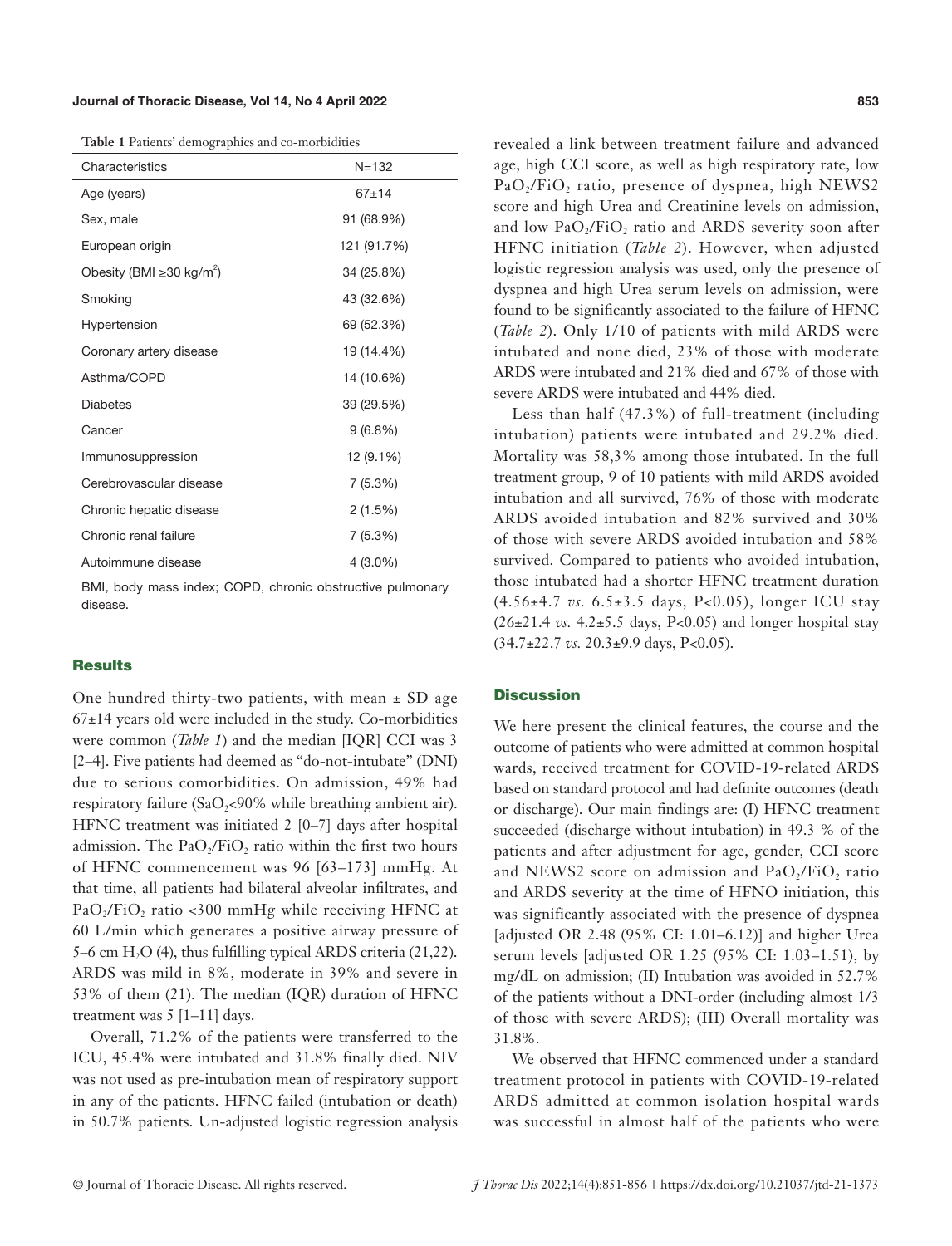**Table 1** Patients' demographics and co-morbidities

| Characteristics | N=132 |
|---|---|
| Age (years) | 67±14 |
| Sex, male | 91 (68.9%) |
| European origin | 121 (91.7%) |
| Obesity (BMI ≥30 kg/m$^2$) | 34 (25.8%) |
| Smoking | 43 (32.6%) |
| Hypertension | 69 (52.3%) |
| Coronary artery disease | 19 (14.4%) |
| Asthma/COPD | 14 (10.6%) |
| Diabetes | 39 (29.5%) |
| Cancer | 9 (6.8%) |
| Immunosuppression | 12 (9.1%) |
| Cerebrovascular disease | 7 (5.3%) |
| Chronic hepatic disease | 2 (1.5%) |
| Chronic renal failure | 7 (5.3%) |
| Autoimmune disease | 4 (3.0%) |

BMI, body mass index; COPD, chronic obstructive pulmonary disease.

## Results

One hundred thirty-two patients, with mean ± SD age 67±14 years old were included in the study. Co-morbidities were common (*Table 1*) and the median [IQR] CCI was 3 [2–4]. Five patients had deemed as "do-not-intubate" (DNI) due to serious comorbidities. On admission, 49% had respiratory failure ($SaO_2$<90% while breathing ambient air). HFNC treatment was initiated 2 [0–7] days after hospital admission. The $PaO_2/FiO_2$ ratio within the first two hours of HFNC commencement was 96 [63–173] mmHg. At that time, all patients had bilateral alveolar infiltrates, and $PaO_2/FiO_2$ ratio <300 mmHg while receiving HFNC at 60 L/min which generates a positive airway pressure of 5–6 cm $H_2O$ (4), thus fulfilling typical ARDS criteria (21,22). ARDS was mild in 8%, moderate in 39% and severe in 53% of them (21). The median (IQR) duration of HFNC treatment was 5 [1–11] days.

Overall, 71.2% of the patients were transferred to the ICU, 45.4% were intubated and 31.8% finally died. NIV was not used as pre-intubation mean of respiratory support in any of the patients. HFNC failed (intubation or death) in 50.7% patients. Un-adjusted logistic regression analysis revealed a link between treatment failure and advanced age, high CCI score, as well as high respiratory rate, low $PaO_2/FiO_2$ ratio, presence of dyspnea, high NEWS2 score and high Urea and Creatinine levels on admission, and low $PaO_2/FiO_2$ ratio and ARDS severity soon after HFNC initiation (*Table 2*). However, when adjusted logistic regression analysis was used, only the presence of dyspnea and high Urea serum levels on admission, were found to be significantly associated to the failure of HFNC (*Table 2*). Only 1/10 of patients with mild ARDS were intubated and none died, 23% of those with moderate ARDS were intubated and 21% died and 67% of those with severe ARDS were intubated and 44% died.

Less than half (47.3%) of full-treatment (including intubation) patients were intubated and 29.2% died. Mortality was 58,3% among those intubated. In the full treatment group, 9 of 10 patients with mild ARDS avoided intubation and all survived, 76% of those with moderate ARDS avoided intubation and 82% survived and 30% of those with severe ARDS avoided intubation and 58% survived. Compared to patients who avoided intubation, those intubated had a shorter HFNC treatment duration (4.56±4.7 *vs.* 6.5±3.5 days, P<0.05), longer ICU stay (26±21.4 *vs.* 4.2±5.5 days, P<0.05) and longer hospital stay (34.7±22.7 *vs.* 20.3±9.9 days, P<0.05).

## Discussion

We here present the clinical features, the course and the outcome of patients who were admitted at common hospital wards, received treatment for COVID-19-related ARDS based on standard protocol and had definite outcomes (death or discharge). Our main findings are: (I) HFNC treatment succeeded (discharge without intubation) in 49.3 % of the patients and after adjustment for age, gender, CCI score and NEWS2 score on admission and $PaO_2/FiO_2$ ratio and ARDS severity at the time of HFNO initiation, this was significantly associated with the presence of dyspnea [adjusted OR 2.48 (95% CI: 1.01–6.12)] and higher Urea serum levels [adjusted OR 1.25 (95% CI: 1.03–1.51), by mg/dL on admission; (II) Intubation was avoided in 52.7% of the patients without a DNI-order (including almost 1/3 of those with severe ARDS); (III) Overall mortality was 31.8%.

We observed that HFNC commenced under a standard treatment protocol in patients with COVID-19-related ARDS admitted at common isolation hospital wards was successful in almost half of the patients who were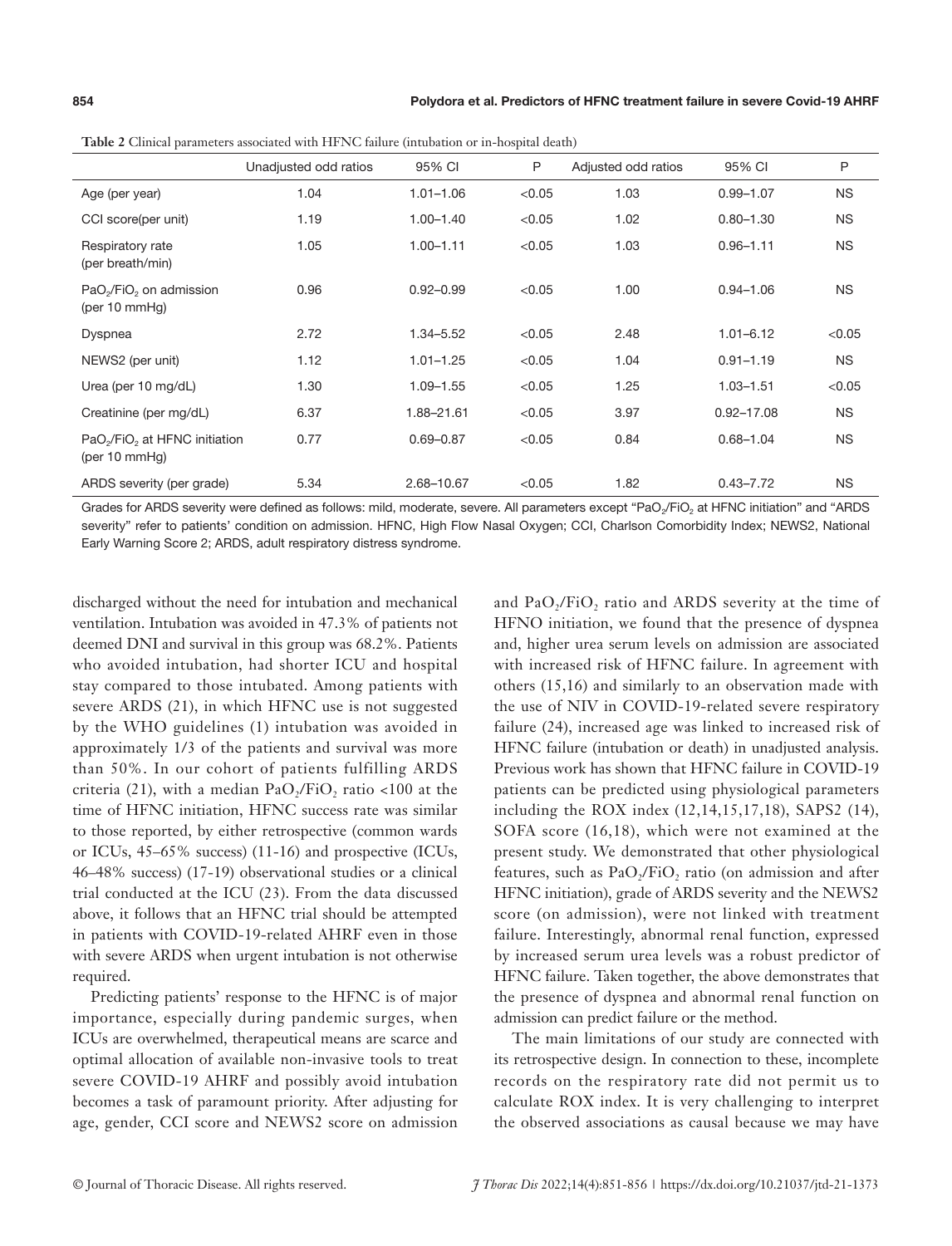**Table 2** Clinical parameters associated with HFNC failure (intubation or in-hospital death)

| | Unadjusted odd ratios | 95% CI | P | Adjusted odd ratios | 95% CI | P |
|---|---|---|---|---|---|---|
| Age (per year) | 1.04 | 1.01–1.06 | <0.05 | 1.03 | 0.99–1.07 | NS |
| CCI score(per unit) | 1.19 | 1.00–1.40 | <0.05 | 1.02 | 0.80–1.30 | NS |
| Respiratory rate (per breath/min) | 1.05 | 1.00–1.11 | <0.05 | 1.03 | 0.96–1.11 | NS |
| $PaO_2/FiO_2$ on admission (per 10 mmHg) | 0.96 | 0.92–0.99 | <0.05 | 1.00 | 0.94–1.06 | NS |
| Dyspnea | 2.72 | 1.34–5.52 | <0.05 | 2.48 | 1.01–6.12 | <0.05 |
| NEWS2 (per unit) | 1.12 | 1.01–1.25 | <0.05 | 1.04 | 0.91–1.19 | NS |
| Urea (per 10 mg/dL) | 1.30 | 1.09–1.55 | <0.05 | 1.25 | 1.03–1.51 | <0.05 |
| Creatinine (per mg/dL) | 6.37 | 1.88–21.61 | <0.05 | 3.97 | 0.92–17.08 | NS |
| $PaO_2/FiO_2$ at HFNC initiation (per 10 mmHg) | 0.77 | 0.69–0.87 | <0.05 | 0.84 | 0.68–1.04 | NS |
| ARDS severity (per grade) | 5.34 | 2.68–10.67 | <0.05 | 1.82 | 0.43–7.72 | NS |

Grades for ARDS severity were defined as follows: mild, moderate, severe. All parameters except "$PaO_2/FiO_2$ at HFNC initiation" and "ARDS severity" refer to patients' condition on admission. HFNC, High Flow Nasal Oxygen; CCI, Charlson Comorbidity Index; NEWS2, National Early Warning Score 2; ARDS, adult respiratory distress syndrome.

discharged without the need for intubation and mechanical ventilation. Intubation was avoided in 47.3% of patients not deemed DNI and survival in this group was 68.2%. Patients who avoided intubation, had shorter ICU and hospital stay compared to those intubated. Among patients with severe ARDS (21), in which HFNC use is not suggested by the WHO guidelines (1) intubation was avoided in approximately 1/3 of the patients and survival was more than 50%. In our cohort of patients fulfilling ARDS criteria (21), with a median $PaO_2/FiO_2$ ratio <100 at the time of HFNC initiation, HFNC success rate was similar to those reported, by either retrospective (common wards or ICUs, 45–65% success) (11-16) and prospective (ICUs, 46–48% success) (17-19) observational studies or a clinical trial conducted at the ICU (23). From the data discussed above, it follows that an HFNC trial should be attempted in patients with COVID-19-related AHRF even in those with severe ARDS when urgent intubation is not otherwise required.

Predicting patients' response to the HFNC is of major importance, especially during pandemic surges, when ICUs are overwhelmed, therapeutical means are scarce and optimal allocation of available non-invasive tools to treat severe COVID-19 AHRF and possibly avoid intubation becomes a task of paramount priority. After adjusting for age, gender, CCI score and NEWS2 score on admission and $PaO_2/FiO_2$ ratio and ARDS severity at the time of HFNO initiation, we found that the presence of dyspnea and, higher urea serum levels on admission are associated with increased risk of HFNC failure. In agreement with others (15,16) and similarly to an observation made with the use of NIV in COVID-19-related severe respiratory failure (24), increased age was linked to increased risk of HFNC failure (intubation or death) in unadjusted analysis. Previous work has shown that HFNC failure in COVID-19 patients can be predicted using physiological parameters including the ROX index (12,14,15,17,18), SAPS2 (14), SOFA score (16,18), which were not examined at the present study. We demonstrated that other physiological features, such as $PaO_2/FiO_2$ ratio (on admission and after HFNC initiation), grade of ARDS severity and the NEWS2 score (on admission), were not linked with treatment failure. Interestingly, abnormal renal function, expressed by increased serum urea levels was a robust predictor of HFNC failure. Taken together, the above demonstrates that the presence of dyspnea and abnormal renal function on admission can predict failure or the method.

The main limitations of our study are connected with its retrospective design. In connection to these, incomplete records on the respiratory rate did not permit us to calculate ROX index. It is very challenging to interpret the observed associations as causal because we may have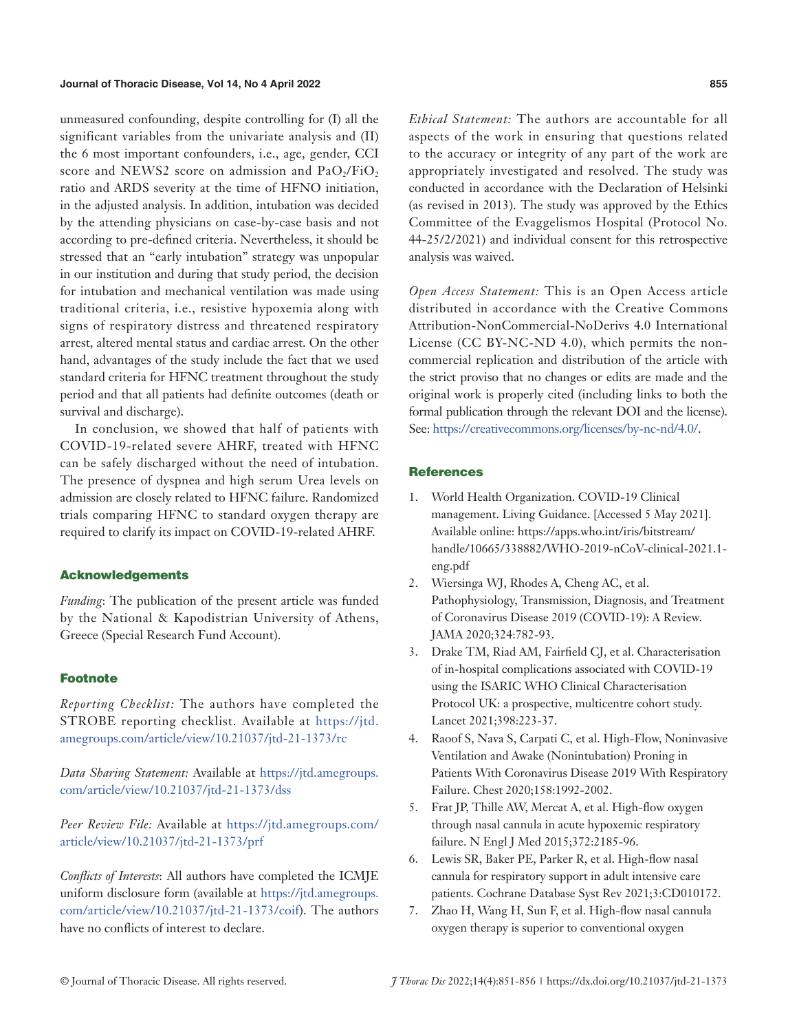unmeasured confounding, despite controlling for (I) all the significant variables from the univariate analysis and (II) the 6 most important confounders, i.e., age, gender, CCI score and NEWS2 score on admission and $PaO_2/FiO_2$ ratio and ARDS severity at the time of HFNO initiation, in the adjusted analysis. In addition, intubation was decided by the attending physicians on case-by-case basis and not according to pre-defined criteria. Nevertheless, it should be stressed that an "early intubation" strategy was unpopular in our institution and during that study period, the decision for intubation and mechanical ventilation was made using traditional criteria, i.e., resistive hypoxemia along with signs of respiratory distress and threatened respiratory arrest, altered mental status and cardiac arrest. On the other hand, advantages of the study include the fact that we used standard criteria for HFNC treatment throughout the study period and that all patients had definite outcomes (death or survival and discharge).

In conclusion, we showed that half of patients with COVID-19-related severe AHRF, treated with HFNC can be safely discharged without the need of intubation. The presence of dyspnea and high serum Urea levels on admission are closely related to HFNC failure. Randomized trials comparing HFNC to standard oxygen therapy are required to clarify its impact on COVID-19-related AHRF.

## Acknowledgements

*Funding*: The publication of the present article was funded by the National & Kapodistrian University of Athens, Greece (Special Research Fund Account).

## Footnote

*Reporting Checklist:* The authors have completed the STROBE reporting checklist. Available at https://jtd.amegroups.com/article/view/10.21037/jtd-21-1373/rc

*Data Sharing Statement:* Available at https://jtd.amegroups.com/article/view/10.21037/jtd-21-1373/dss

*Peer Review File:* Available at https://jtd.amegroups.com/article/view/10.21037/jtd-21-1373/prf

*Conflicts of Interests*: All authors have completed the ICMJE uniform disclosure form (available at https://jtd.amegroups.com/article/view/10.21037/jtd-21-1373/coif). The authors have no conflicts of interest to declare.

*Ethical Statement:* The authors are accountable for all aspects of the work in ensuring that questions related to the accuracy or integrity of any part of the work are appropriately investigated and resolved. The study was conducted in accordance with the Declaration of Helsinki (as revised in 2013). The study was approved by the Ethics Committee of the Evaggelismos Hospital (Protocol No. 44-25/2/2021) and individual consent for this retrospective analysis was waived.

*Open Access Statement:* This is an Open Access article distributed in accordance with the Creative Commons Attribution-NonCommercial-NoDerivs 4.0 International License (CC BY-NC-ND 4.0), which permits the non-commercial replication and distribution of the article with the strict proviso that no changes or edits are made and the original work is properly cited (including links to both the formal publication through the relevant DOI and the license). See: https://creativecommons.org/licenses/by-nc-nd/4.0/.

## References

1. World Health Organization. COVID-19 Clinical management. Living Guidance. [Accessed 5 May 2021]. Available online: https://apps.who.int/iris/bitstream/handle/10665/338882/WHO-2019-nCoV-clinical-2021.1-eng.pdf
2. Wiersinga WJ, Rhodes A, Cheng AC, et al. Pathophysiology, Transmission, Diagnosis, and Treatment of Coronavirus Disease 2019 (COVID-19): A Review. JAMA 2020;324:782-93.
3. Drake TM, Riad AM, Fairfield CJ, et al. Characterisation of in-hospital complications associated with COVID-19 using the ISARIC WHO Clinical Characterisation Protocol UK: a prospective, multicentre cohort study. Lancet 2021;398:223-37.
4. Raoof S, Nava S, Carpati C, et al. High-Flow, Noninvasive Ventilation and Awake (Nonintubation) Proning in Patients With Coronavirus Disease 2019 With Respiratory Failure. Chest 2020;158:1992-2002.
5. Frat JP, Thille AW, Mercat A, et al. High-flow oxygen through nasal cannula in acute hypoxemic respiratory failure. N Engl J Med 2015;372:2185-96.
6. Lewis SR, Baker PE, Parker R, et al. High-flow nasal cannula for respiratory support in adult intensive care patients. Cochrane Database Syst Rev 2021;3:CD010172.
7. Zhao H, Wang H, Sun F, et al. High-flow nasal cannula oxygen therapy is superior to conventional oxygen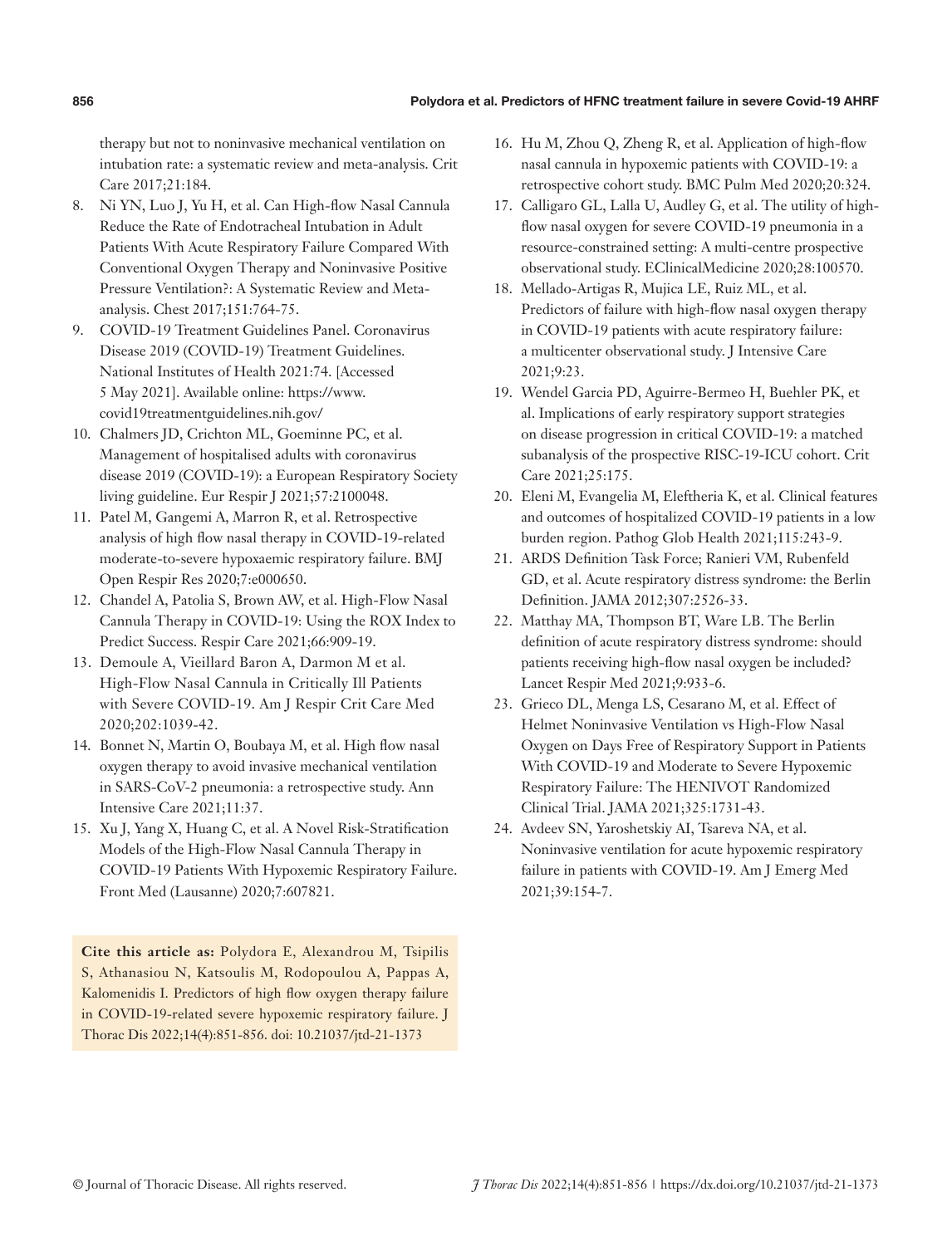therapy but not to noninvasive mechanical ventilation on intubation rate: a systematic review and meta-analysis. Crit Care 2017;21:184.

8. Ni YN, Luo J, Yu H, et al. Can High-flow Nasal Cannula Reduce the Rate of Endotracheal Intubation in Adult Patients With Acute Respiratory Failure Compared With Conventional Oxygen Therapy and Noninvasive Positive Pressure Ventilation?: A Systematic Review and Meta-analysis. Chest 2017;151:764-75.
9. COVID-19 Treatment Guidelines Panel. Coronavirus Disease 2019 (COVID-19) Treatment Guidelines. National Institutes of Health 2021:74. [Accessed 5 May 2021]. Available online: https://www.covid19treatmentguidelines.nih.gov/
10. Chalmers JD, Crichton ML, Goeminne PC, et al. Management of hospitalised adults with coronavirus disease 2019 (COVID-19): a European Respiratory Society living guideline. Eur Respir J 2021;57:2100048.
11. Patel M, Gangemi A, Marron R, et al. Retrospective analysis of high flow nasal therapy in COVID-19-related moderate-to-severe hypoxaemic respiratory failure. BMJ Open Respir Res 2020;7:e000650.
12. Chandel A, Patolia S, Brown AW, et al. High-Flow Nasal Cannula Therapy in COVID-19: Using the ROX Index to Predict Success. Respir Care 2021;66:909-19.
13. Demoule A, Vieillard Baron A, Darmon M et al. High-Flow Nasal Cannula in Critically Ill Patients with Severe COVID-19. Am J Respir Crit Care Med 2020;202:1039-42.
14. Bonnet N, Martin O, Boubaya M, et al. High flow nasal oxygen therapy to avoid invasive mechanical ventilation in SARS-CoV-2 pneumonia: a retrospective study. Ann Intensive Care 2021;11:37.
15. Xu J, Yang X, Huang C, et al. A Novel Risk-Stratification Models of the High-Flow Nasal Cannula Therapy in COVID-19 Patients With Hypoxemic Respiratory Failure. Front Med (Lausanne) 2020;7:607821.
16. Hu M, Zhou Q, Zheng R, et al. Application of high-flow nasal cannula in hypoxemic patients with COVID-19: a retrospective cohort study. BMC Pulm Med 2020;20:324.
17. Calligaro GL, Lalla U, Audley G, et al. The utility of high-flow nasal oxygen for severe COVID-19 pneumonia in a resource-constrained setting: A multi-centre prospective observational study. EClinicalMedicine 2020;28:100570.
18. Mellado-Artigas R, Mujica LE, Ruiz ML, et al. Predictors of failure with high-flow nasal oxygen therapy in COVID-19 patients with acute respiratory failure: a multicenter observational study. J Intensive Care 2021;9:23.
19. Wendel Garcia PD, Aguirre-Bermeo H, Buehler PK, et al. Implications of early respiratory support strategies on disease progression in critical COVID-19: a matched subanalysis of the prospective RISC-19-ICU cohort. Crit Care 2021;25:175.
20. Eleni M, Evangelia M, Eleftheria K, et al. Clinical features and outcomes of hospitalized COVID-19 patients in a low burden region. Pathog Glob Health 2021;115:243-9.
21. ARDS Definition Task Force; Ranieri VM, Rubenfeld GD, et al. Acute respiratory distress syndrome: the Berlin Definition. JAMA 2012;307:2526-33.
22. Matthay MA, Thompson BT, Ware LB. The Berlin definition of acute respiratory distress syndrome: should patients receiving high-flow nasal oxygen be included? Lancet Respir Med 2021;9:933-6.
23. Grieco DL, Menga LS, Cesarano M, et al. Effect of Helmet Noninvasive Ventilation vs High-Flow Nasal Oxygen on Days Free of Respiratory Support in Patients With COVID-19 and Moderate to Severe Hypoxemic Respiratory Failure: The HENIVOT Randomized Clinical Trial. JAMA 2021;325:1731-43.
24. Avdeev SN, Yaroshetskiy AI, Tsareva NA, et al. Noninvasive ventilation for acute hypoxemic respiratory failure in patients with COVID-19. Am J Emerg Med 2021;39:154-7.

**Cite this article as:** Polydora E, Alexandrou M, Tsipilis S, Athanasiou N, Katsoulis M, Rodopoulou A, Pappas A, Kalomenidis I. Predictors of high flow oxygen therapy failure in COVID-19-related severe hypoxemic respiratory failure. J Thorac Dis 2022;14(4):851-856. doi: 10.21037/jtd-21-1373